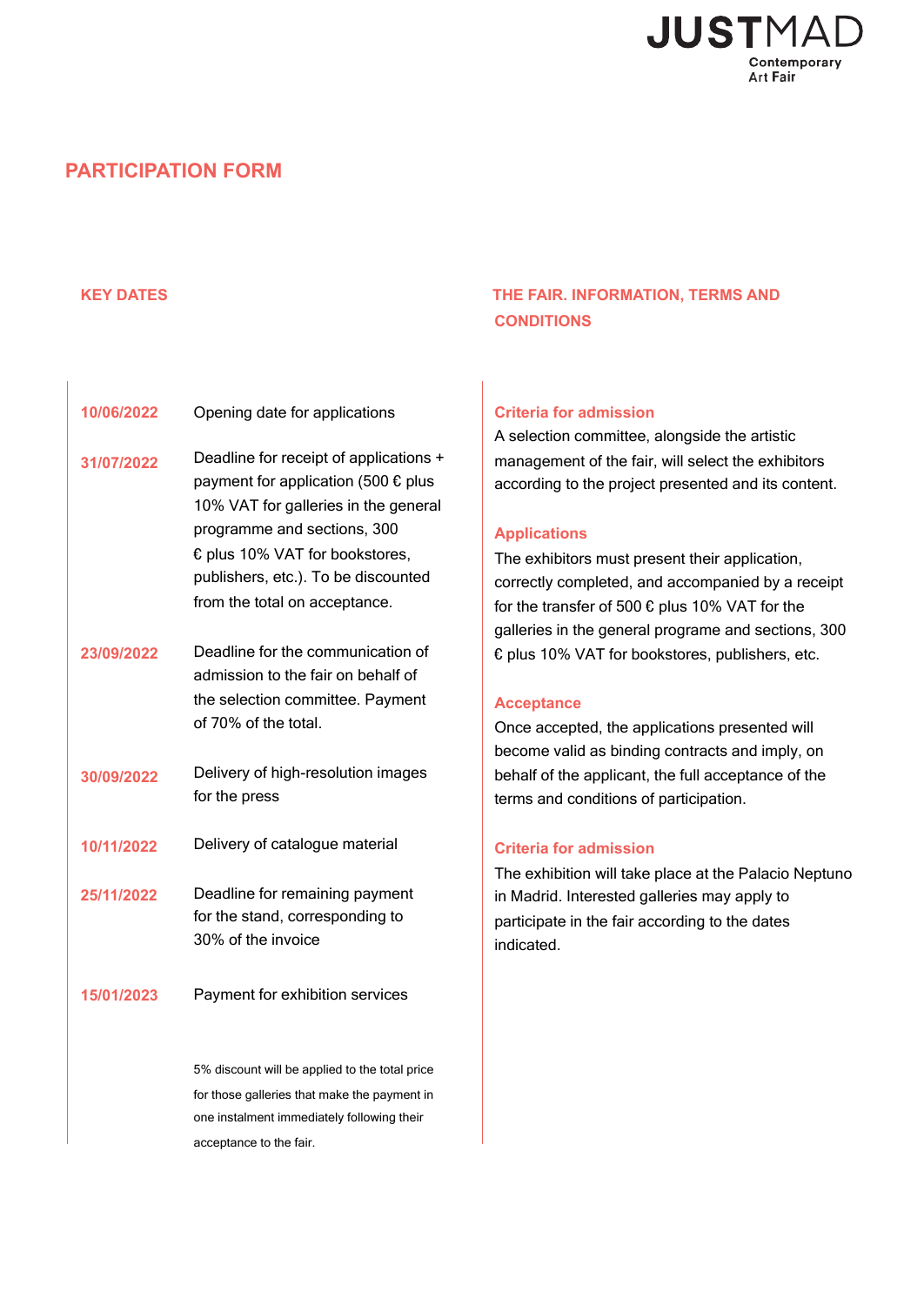# PARTICIPATION FORM

## KEY DATES

**10/06/2022** Opening date for applications

**31/07/2022** Deadline for receipt of applications + payment for application (500 € plus 10% VAT for galleries in the general programme and sections, 300 € plus 10% VAT for bookstores, publishers, etc.). To be discounted from the total on acceptance.

**23/09/2022** Deadline for the communication of admission to the fair on behalf of the selection committee. Payment of 70% of the total.

**30/09/2022** Delivery of high-resolution images for the press

**10/11/2022** Delivery of catalogue material

**25/11/2022** Deadline for remaining payment for the stand, corresponding to 30% of the invoice

**15/01/2023** Payment for exhibition services

5% discount will be applied to the total price for those galleries that make the payment in one instalment immediately following their acceptance to the fair.

## THE FAIR. INFORMATION, TERMS AND CONDITIONS

### Criteria for admission

A selection committee, alongside the artistic management of the fair, will select the exhibitors according to the project presented and its content.

### Applications

The exhibitors must present their application, correctly completed, and accompanied by a receipt for the transfer of 500 € plus 10% VAT for the galleries in the general programe and sections, 300 € plus 10% VAT for bookstores, publishers, etc.

### Acceptance

Once accepted, the applications presented will become valid as binding contracts and imply, on behalf of the applicant, the full acceptance of the terms and conditions of participation.

### Criteria for admission

The exhibition will take place at the Palacio Neptuno in Madrid. Interested galleries may apply to participate in the fair according to the dates indicated.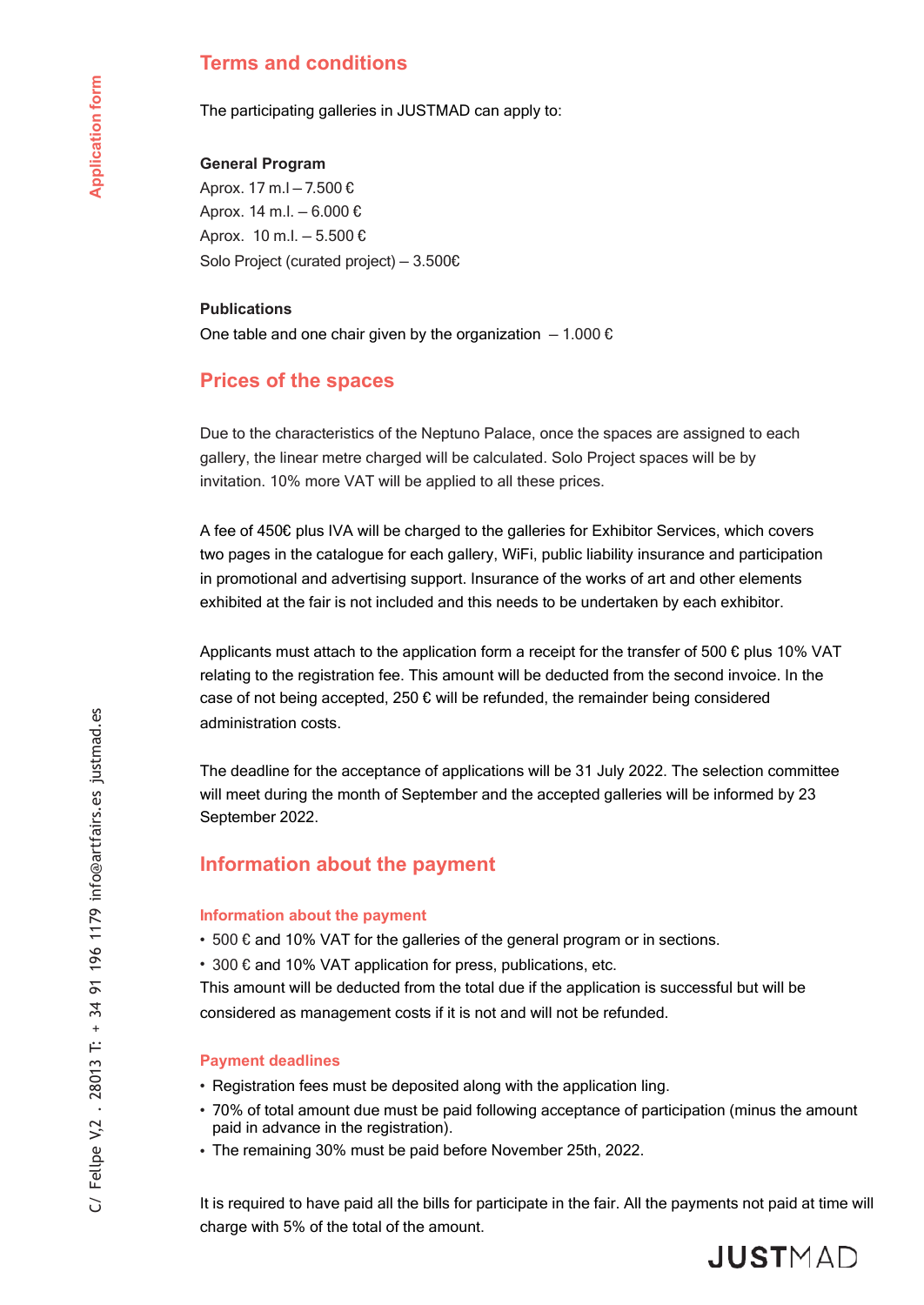## Terms and conditions

The participating galleries in JUSTMAD can apply to:

**General Program**

Aprox. 17 m.l – 7.500 €
Aprox. 14 m.l. – 6.000 €
Aprox. 10 m.l. – 5.500 €
Solo Project (curated project) – 3.500€

**Publications**

One table and one chair given by the organization – 1.000 €

## Prices of the spaces

Due to the characteristics of the Neptuno Palace, once the spaces are assigned to each gallery, the linear metre charged will be calculated. Solo Project spaces will be by invitation. 10% more VAT will be applied to all these prices.

A fee of 450€ plus IVA will be charged to the galleries for Exhibitor Services, which covers two pages in the catalogue for each gallery, WiFi, public liability insurance and participation in promotional and advertising support. Insurance of the works of art and other elements exhibited at the fair is not included and this needs to be undertaken by each exhibitor.

Applicants must attach to the application form a receipt for the transfer of 500 € plus 10% VAT relating to the registration fee. This amount will be deducted from the second invoice. In the case of not being accepted, 250 € will be refunded, the remainder being considered administration costs.

The deadline for the acceptance of applications will be 31 July 2022. The selection committee will meet during the month of September and the accepted galleries will be informed by 23 September 2022.

## Information about the payment

### Information about the payment

- 500 € and 10% VAT for the galleries of the general program or in sections.
- 300 € and 10% VAT application for press, publications, etc.

This amount will be deducted from the total due if the application is successful but will be considered as management costs if it is not and will not be refunded.

### Payment deadlines

- Registration fees must be deposited along with the application ling.
- 70% of total amount due must be paid following acceptance of participation (minus the amount paid in advance in the registration).
- The remaining 30% must be paid before November 25th, 2022.

It is required to have paid all the bills for participate in the fair. All the payments not paid at time will charge with 5% of the total of the amount.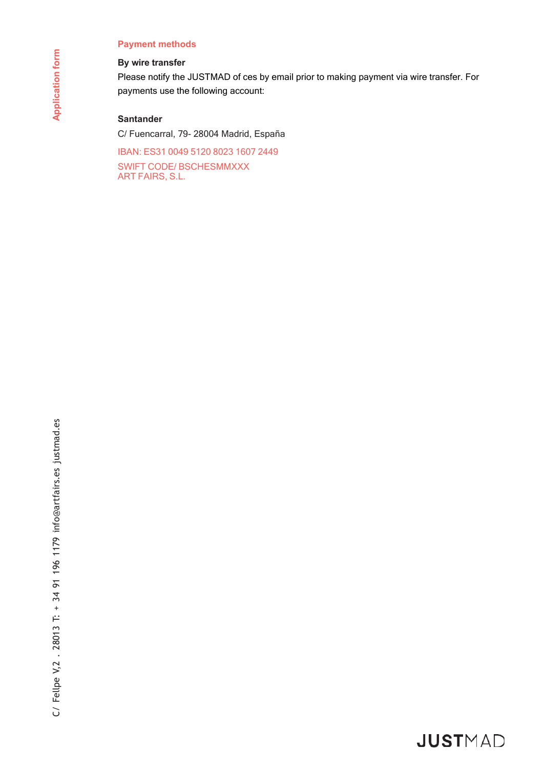## Payment methods

**By wire transfer**

Please notify the JUSTMAD of ces by email prior to making payment via wire transfer. For payments use the following account:

**Santander**

C/ Fuencarral, 79- 28004 Madrid, España

IBAN: ES31 0049 5120 8023 1607 2449

SWIFT CODE/ BSCHESMMXXX
ART FAIRS, S.L.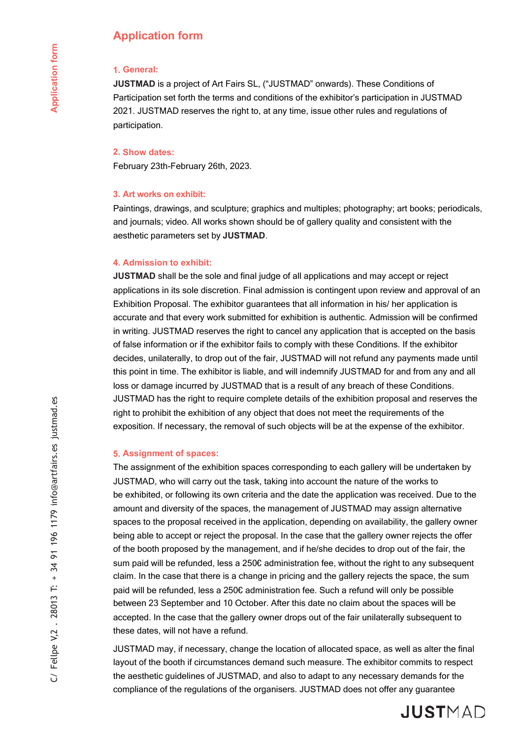# Application form

### 1. General:

**JUSTMAD** is a project of Art Fairs SL, ("JUSTMAD" onwards). These Conditions of Participation set forth the terms and conditions of the exhibitor's participation in JUSTMAD 2021. JUSTMAD reserves the right to, at any time, issue other rules and regulations of participation.

### 2. Show dates:

February 23th-February 26th, 2023.

### 3. Art works on exhibit:

Paintings, drawings, and sculpture; graphics and multiples; photography; art books; periodicals, and journals; video. All works shown should be of gallery quality and consistent with the aesthetic parameters set by **JUSTMAD**.

### 4. Admission to exhibit:

**JUSTMAD** shall be the sole and final judge of all applications and may accept or reject applications in its sole discretion. Final admission is contingent upon review and approval of an Exhibition Proposal. The exhibitor guarantees that all information in his/ her application is accurate and that every work submitted for exhibition is authentic. Admission will be confirmed in writing. JUSTMAD reserves the right to cancel any application that is accepted on the basis of false information or if the exhibitor fails to comply with these Conditions. If the exhibitor decides, unilaterally, to drop out of the fair, JUSTMAD will not refund any payments made until this point in time. The exhibitor is liable, and will indemnify JUSTMAD for and from any and all loss or damage incurred by JUSTMAD that is a result of any breach of these Conditions. JUSTMAD has the right to require complete details of the exhibition proposal and reserves the right to prohibit the exhibition of any object that does not meet the requirements of the exposition. If necessary, the removal of such objects will be at the expense of the exhibitor.

### 5. Assignment of spaces:

The assignment of the exhibition spaces corresponding to each gallery will be undertaken by JUSTMAD, who will carry out the task, taking into account the nature of the works to be exhibited, or following its own criteria and the date the application was received. Due to the amount and diversity of the spaces, the management of JUSTMAD may assign alternative spaces to the proposal received in the application, depending on availability, the gallery owner being able to accept or reject the proposal. In the case that the gallery owner rejects the offer of the booth proposed by the management, and if he/she decides to drop out of the fair, the sum paid will be refunded, less a 250€ administration fee, without the right to any subsequent claim. In the case that there is a change in pricing and the gallery rejects the space, the sum paid will be refunded, less a 250€ administration fee. Such a refund will only be possible between 23 September and 10 October. After this date no claim about the spaces will be accepted. In the case that the gallery owner drops out of the fair unilaterally subsequent to these dates, will not have a refund.

JUSTMAD may, if necessary, change the location of allocated space, as well as alter the final layout of the booth if circumstances demand such measure. The exhibitor commits to respect the aesthetic guidelines of JUSTMAD, and also to adapt to any necessary demands for the compliance of the regulations of the organisers. JUSTMAD does not offer any guarantee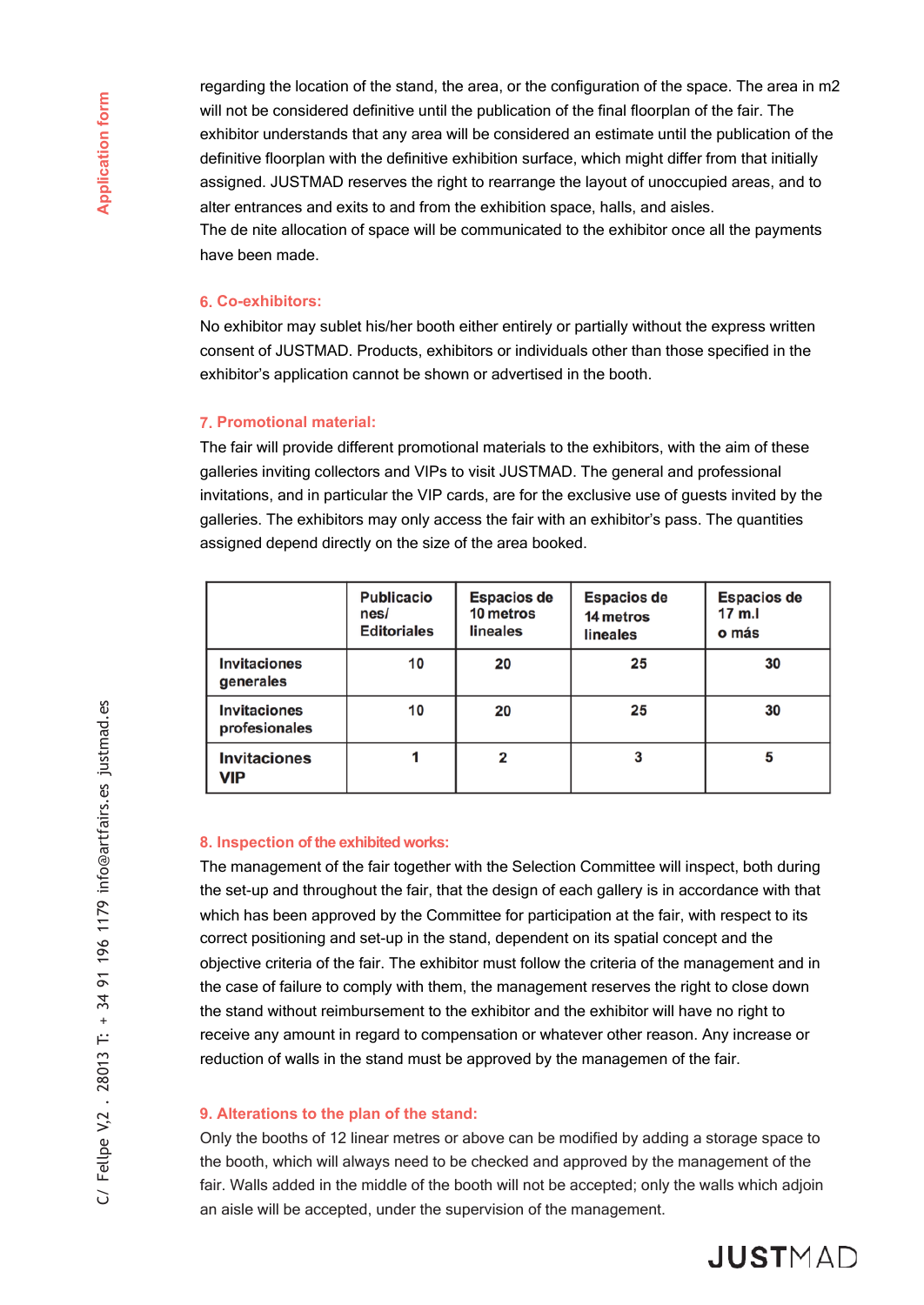regarding the location of the stand, the area, or the configuration of the space. The area in m2 will not be considered definitive until the publication of the final floorplan of the fair. The exhibitor understands that any area will be considered an estimate until the publication of the definitive floorplan with the definitive exhibition surface, which might differ from that initially assigned. JUSTMAD reserves the right to rearrange the layout of unoccupied areas, and to alter entrances and exits to and from the exhibition space, halls, and aisles.
The de nite allocation of space will be communicated to the exhibitor once all the payments have been made.

### 6. Co-exhibitors:

No exhibitor may sublet his/her booth either entirely or partially without the express written consent of JUSTMAD. Products, exhibitors or individuals other than those specified in the exhibitor's application cannot be shown or advertised in the booth.

### 7. Promotional material:

The fair will provide different promotional materials to the exhibitors, with the aim of these galleries inviting collectors and VIPs to visit JUSTMAD. The general and professional invitations, and in particular the VIP cards, are for the exclusive use of guests invited by the galleries. The exhibitors may only access the fair with an exhibitor's pass. The quantities assigned depend directly on the size of the area booked.

| | Publicaciones/ Editoriales | Espacios de 10 metros lineales | Espacios de 14 metros lineales | Espacios de 17 m.l o más |
|---|---|---|---|---|
| Invitaciones generales | 10 | 20 | 25 | 30 |
| Invitaciones profesionales | 10 | 20 | 25 | 30 |
| Invitaciones VIP | 1 | 2 | 3 | 5 |

### 8. Inspection of the exhibited works:

The management of the fair together with the Selection Committee will inspect, both during the set-up and throughout the fair, that the design of each gallery is in accordance with that which has been approved by the Committee for participation at the fair, with respect to its correct positioning and set-up in the stand, dependent on its spatial concept and the objective criteria of the fair. The exhibitor must follow the criteria of the management and in the case of failure to comply with them, the management reserves the right to close down the stand without reimbursement to the exhibitor and the exhibitor will have no right to receive any amount in regard to compensation or whatever other reason. Any increase or reduction of walls in the stand must be approved by the managemen of the fair.

### 9. Alterations to the plan of the stand:

Only the booths of 12 linear metres or above can be modified by adding a storage space to the booth, which will always need to be checked and approved by the management of the fair. Walls added in the middle of the booth will not be accepted; only the walls which adjoin an aisle will be accepted, under the supervision of the management.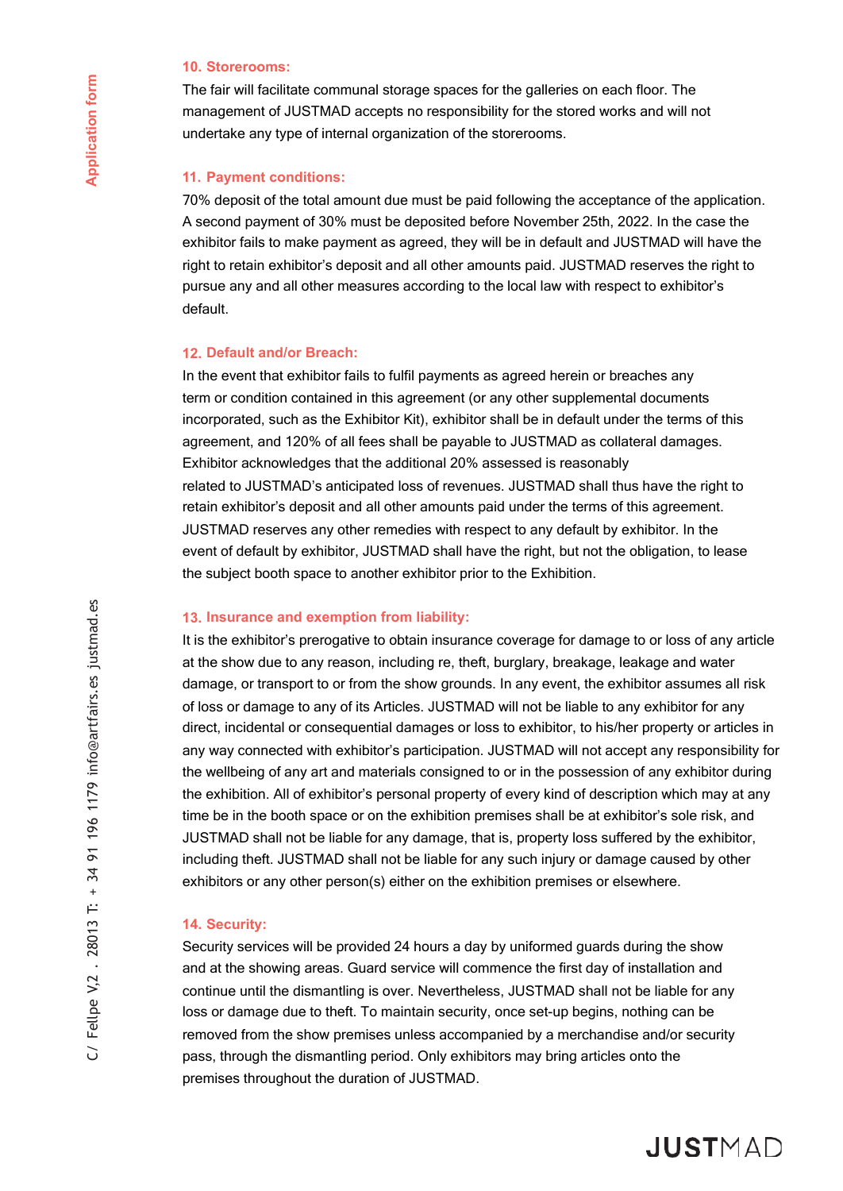**10. Storerooms:**

The fair will facilitate communal storage spaces for the galleries on each floor. The management of JUSTMAD accepts no responsibility for the stored works and will not undertake any type of internal organization of the storerooms.

**11. Payment conditions:**

70% deposit of the total amount due must be paid following the acceptance of the application. A second payment of 30% must be deposited before November 25th, 2022. In the case the exhibitor fails to make payment as agreed, they will be in default and JUSTMAD will have the right to retain exhibitor's deposit and all other amounts paid. JUSTMAD reserves the right to pursue any and all other measures according to the local law with respect to exhibitor's default.

**12. Default and/or Breach:**

In the event that exhibitor fails to fulfil payments as agreed herein or breaches any term or condition contained in this agreement (or any other supplemental documents incorporated, such as the Exhibitor Kit), exhibitor shall be in default under the terms of this agreement, and 120% of all fees shall be payable to JUSTMAD as collateral damages. Exhibitor acknowledges that the additional 20% assessed is reasonably related to JUSTMAD's anticipated loss of revenues. JUSTMAD shall thus have the right to retain exhibitor's deposit and all other amounts paid under the terms of this agreement. JUSTMAD reserves any other remedies with respect to any default by exhibitor. In the event of default by exhibitor, JUSTMAD shall have the right, but not the obligation, to lease the subject booth space to another exhibitor prior to the Exhibition.

**13. Insurance and exemption from liability:**

It is the exhibitor's prerogative to obtain insurance coverage for damage to or loss of any article at the show due to any reason, including re, theft, burglary, breakage, leakage and water damage, or transport to or from the show grounds. In any event, the exhibitor assumes all risk of loss or damage to any of its Articles. JUSTMAD will not be liable to any exhibitor for any direct, incidental or consequential damages or loss to exhibitor, to his/her property or articles in any way connected with exhibitor's participation. JUSTMAD will not accept any responsibility for the wellbeing of any art and materials consigned to or in the possession of any exhibitor during the exhibition. All of exhibitor's personal property of every kind of description which may at any time be in the booth space or on the exhibition premises shall be at exhibitor's sole risk, and JUSTMAD shall not be liable for any damage, that is, property loss suffered by the exhibitor, including theft. JUSTMAD shall not be liable for any such injury or damage caused by other exhibitors or any other person(s) either on the exhibition premises or elsewhere.

**14. Security:**

Security services will be provided 24 hours a day by uniformed guards during the show and at the showing areas. Guard service will commence the first day of installation and continue until the dismantling is over. Nevertheless, JUSTMAD shall not be liable for any loss or damage due to theft. To maintain security, once set-up begins, nothing can be removed from the show premises unless accompanied by a merchandise and/or security pass, through the dismantling period. Only exhibitors may bring articles onto the premises throughout the duration of JUSTMAD.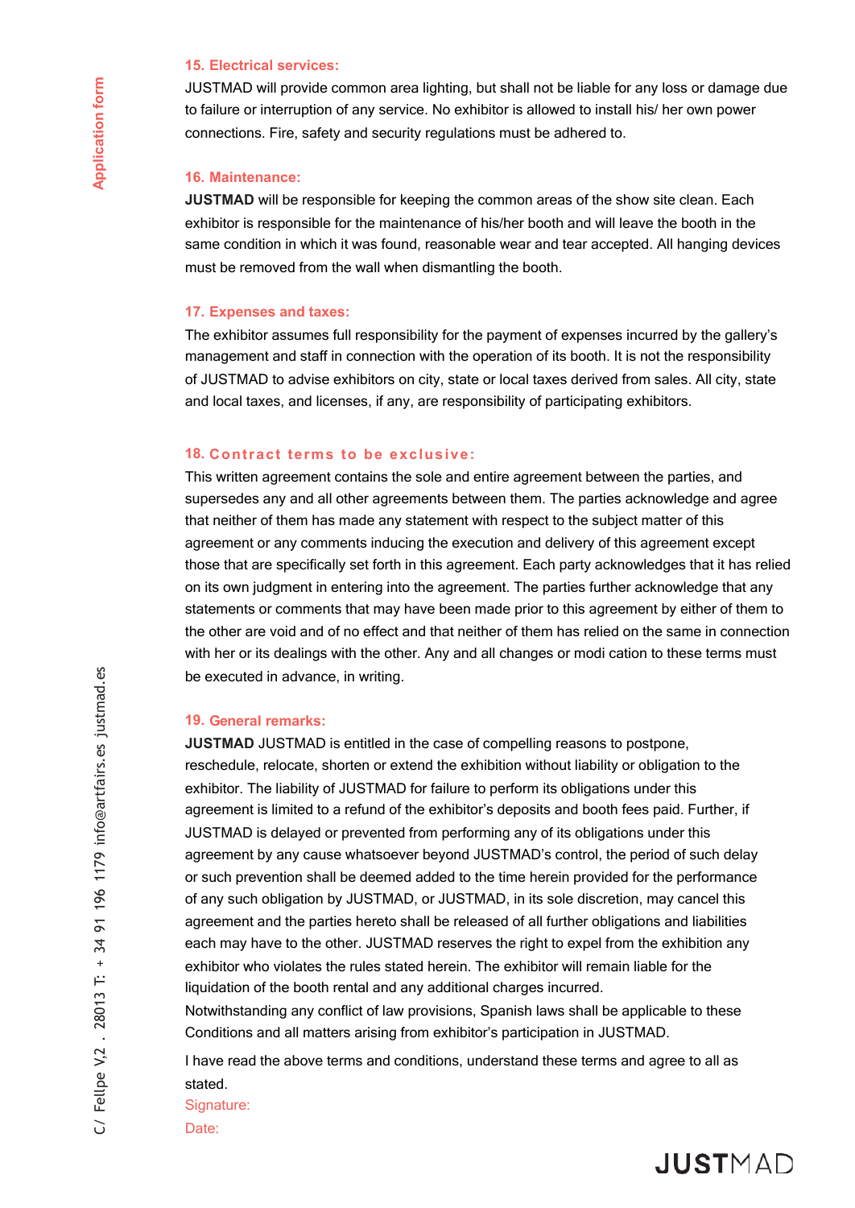### 15. Electrical services:

JUSTMAD will provide common area lighting, but shall not be liable for any loss or damage due to failure or interruption of any service. No exhibitor is allowed to install his/ her own power connections. Fire, safety and security regulations must be adhered to.

### 16. Maintenance:

**JUSTMAD** will be responsible for keeping the common areas of the show site clean. Each exhibitor is responsible for the maintenance of his/her booth and will leave the booth in the same condition in which it was found, reasonable wear and tear accepted. All hanging devices must be removed from the wall when dismantling the booth.

### 17. Expenses and taxes:

The exhibitor assumes full responsibility for the payment of expenses incurred by the gallery's management and staff in connection with the operation of its booth. It is not the responsibility of JUSTMAD to advise exhibitors on city, state or local taxes derived from sales. All city, state and local taxes, and licenses, if any, are responsibility of participating exhibitors.

### 18. Contract terms to be exclusive:

This written agreement contains the sole and entire agreement between the parties, and supersedes any and all other agreements between them. The parties acknowledge and agree that neither of them has made any statement with respect to the subject matter of this agreement or any comments inducing the execution and delivery of this agreement except those that are specifically set forth in this agreement. Each party acknowledges that it has relied on its own judgment in entering into the agreement. The parties further acknowledge that any statements or comments that may have been made prior to this agreement by either of them to the other are void and of no effect and that neither of them has relied on the same in connection with her or its dealings with the other. Any and all changes or modi cation to these terms must be executed in advance, in writing.

### 19. General remarks:

**JUSTMAD** JUSTMAD is entitled in the case of compelling reasons to postpone, reschedule, relocate, shorten or extend the exhibition without liability or obligation to the exhibitor. The liability of JUSTMAD for failure to perform its obligations under this agreement is limited to a refund of the exhibitor's deposits and booth fees paid. Further, if JUSTMAD is delayed or prevented from performing any of its obligations under this agreement by any cause whatsoever beyond JUSTMAD's control, the period of such delay or such prevention shall be deemed added to the time herein provided for the performance of any such obligation by JUSTMAD, or JUSTMAD, in its sole discretion, may cancel this agreement and the parties hereto shall be released of all further obligations and liabilities each may have to the other. JUSTMAD reserves the right to expel from the exhibition any exhibitor who violates the rules stated herein. The exhibitor will remain liable for the liquidation of the booth rental and any additional charges incurred.
Notwithstanding any conflict of law provisions, Spanish laws shall be applicable to these Conditions and all matters arising from exhibitor's participation in JUSTMAD.

I have read the above terms and conditions, understand these terms and agree to all as stated.

Signature:

Date: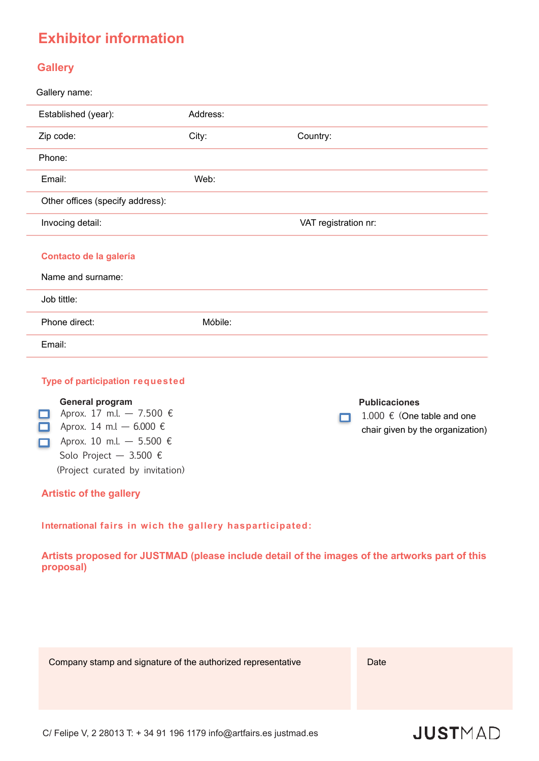# Exhibitor information

## Gallery

Gallery name:

Established (year): Address:

Zip code: City: Country:

Phone:

Email: Web:

Other offices (specify address):

Invocing detail: VAT registration nr:

### Contacto de la galería

Name and surname:

Job tittle:

Phone direct: Móbile:

Email:

### Type of participation requested

**General program**

- ☐ Aprox. 17 m.l. — 7.500 €
- ☐ Aprox. 14 m.l — 6.000 €
- ☐ Aprox. 10 m.l. — 5.500 €
- Solo Project — 3.500 € (Project curated by invitation)

**Publicaciones**

- ☐ 1.000 € (One table and one chair given by the organization)

### Artistic of the gallery

### International fairs in wich the gallery hasparticipated:

### Artists proposed for JUSTMAD (please include detail of the images of the artworks part of this proposal)

| Company stamp and signature of the authorized representative | Date |
| --- | --- |
| | |

C/ Felipe V, 2 28013 T: + 34 91 196 1179 info@artfairs.es justmad.es

JUSTMAD